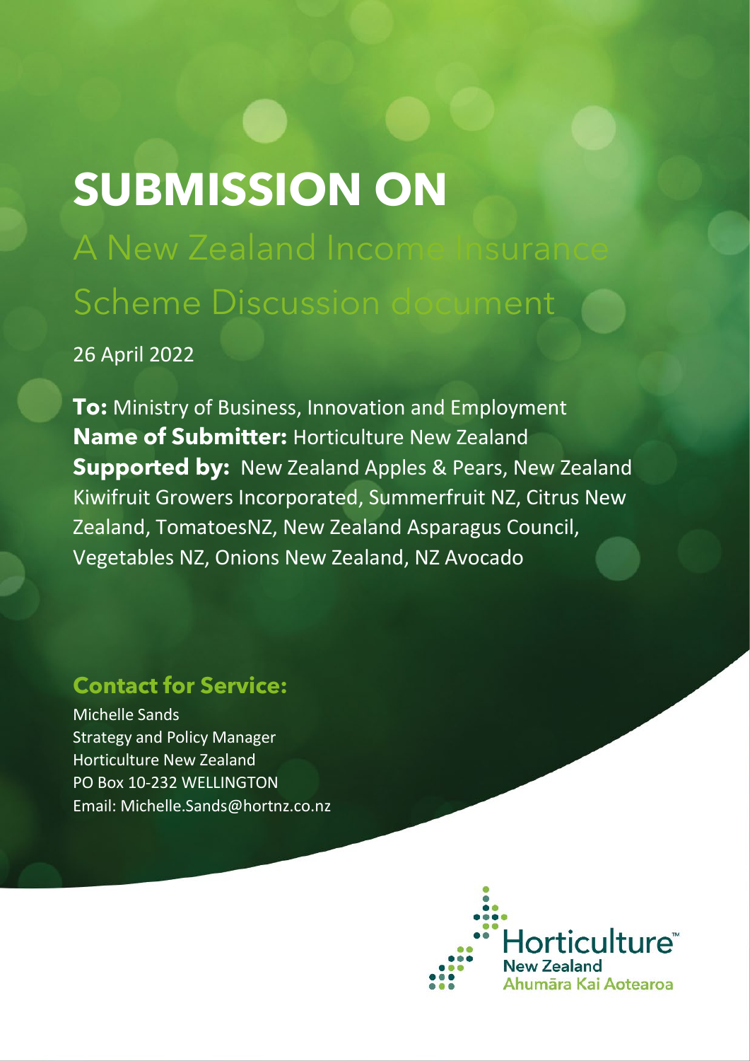# SUBMISSION ON

## A New Zealand Income Insurance Scheme Discussion document

26 April 2022

**To:** Ministry of Business, Innovation and Employment
**Name of Submitter:** Horticulture New Zealand
**Supported by:** New Zealand Apples & Pears, New Zealand Kiwifruit Growers Incorporated, Summerfruit NZ, Citrus New Zealand, TomatoesNZ, New Zealand Asparagus Council, Vegetables NZ, Onions New Zealand, NZ Avocado

### Contact for Service:

Michelle Sands
Strategy and Policy Manager
Horticulture New Zealand
PO Box 10-232 WELLINGTON
Email: Michelle.Sands@hortnz.co.nz

Horticulture™ New Zealand
Ahumāra Kai Aotearoa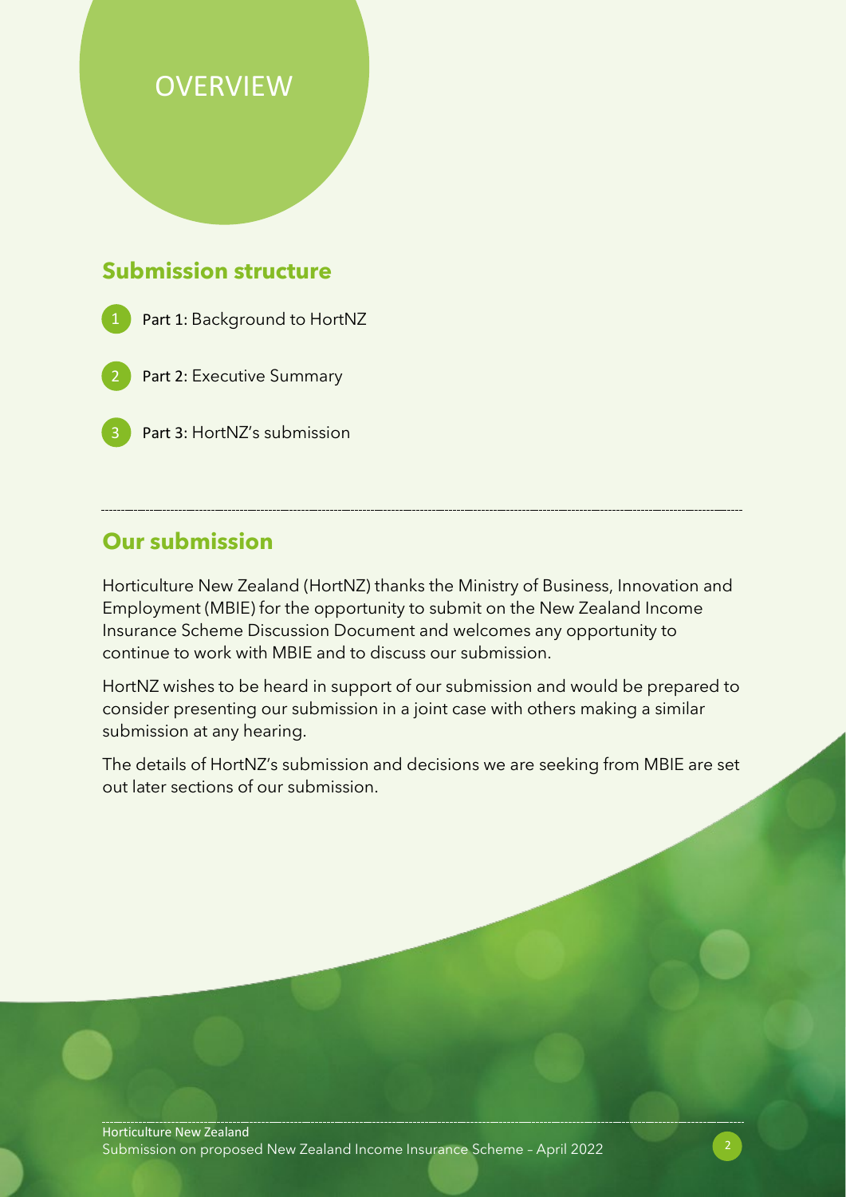# OVERVIEW

## Submission structure

1. Part 1: Background to HortNZ
2. Part 2: Executive Summary
3. Part 3: HortNZ's submission

## Our submission

Horticulture New Zealand (HortNZ) thanks the Ministry of Business, Innovation and Employment (MBIE) for the opportunity to submit on the New Zealand Income Insurance Scheme Discussion Document and welcomes any opportunity to continue to work with MBIE and to discuss our submission.

HortNZ wishes to be heard in support of our submission and would be prepared to consider presenting our submission in a joint case with others making a similar submission at any hearing.

The details of HortNZ's submission and decisions we are seeking from MBIE are set out later sections of our submission.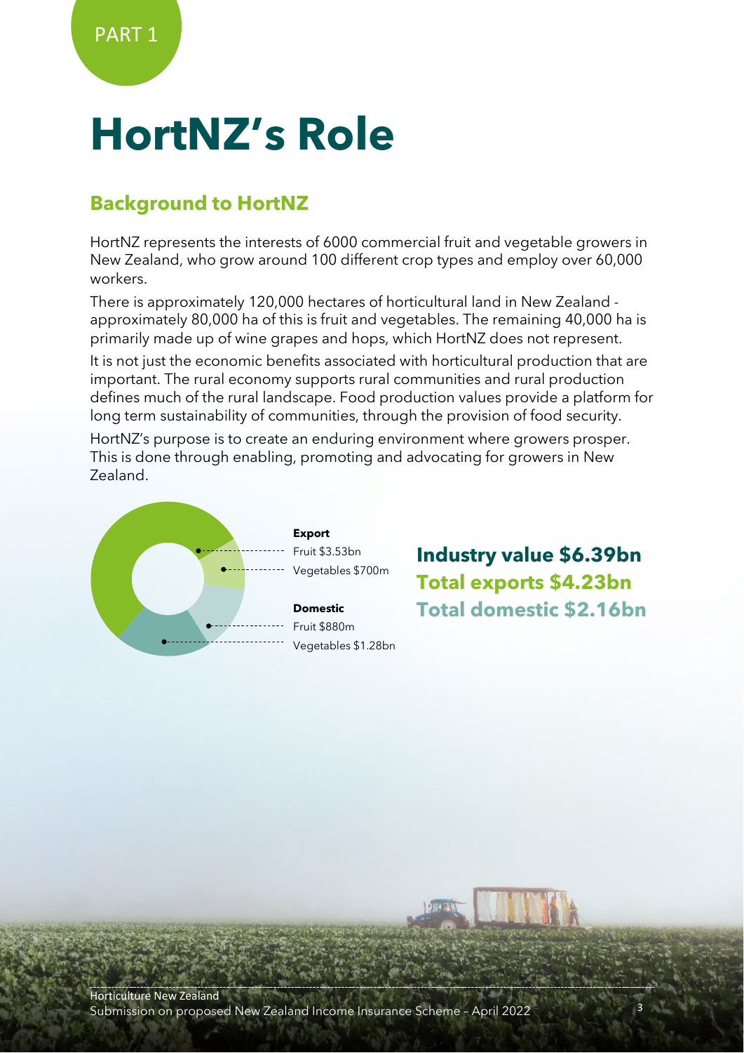PART 1

# HortNZ's Role

## Background to HortNZ

HortNZ represents the interests of 6000 commercial fruit and vegetable growers in New Zealand, who grow around 100 different crop types and employ over 60,000 workers.

There is approximately 120,000 hectares of horticultural land in New Zealand - approximately 80,000 ha of this is fruit and vegetables. The remaining 40,000 ha is primarily made up of wine grapes and hops, which HortNZ does not represent.

It is not just the economic benefits associated with horticultural production that are important. The rural economy supports rural communities and rural production defines much of the rural landscape. Food production values provide a platform for long term sustainability of communities, through the provision of food security.

HortNZ's purpose is to create an enduring environment where growers prosper. This is done through enabling, promoting and advocating for growers in New Zealand.

**Export**
Fruit $3.53bn
Vegetables $700m

**Domestic**
Fruit $880m
Vegetables $1.28bn

**Industry value $6.39bn**
**Total exports $4.23bn**
**Total domestic $2.16bn**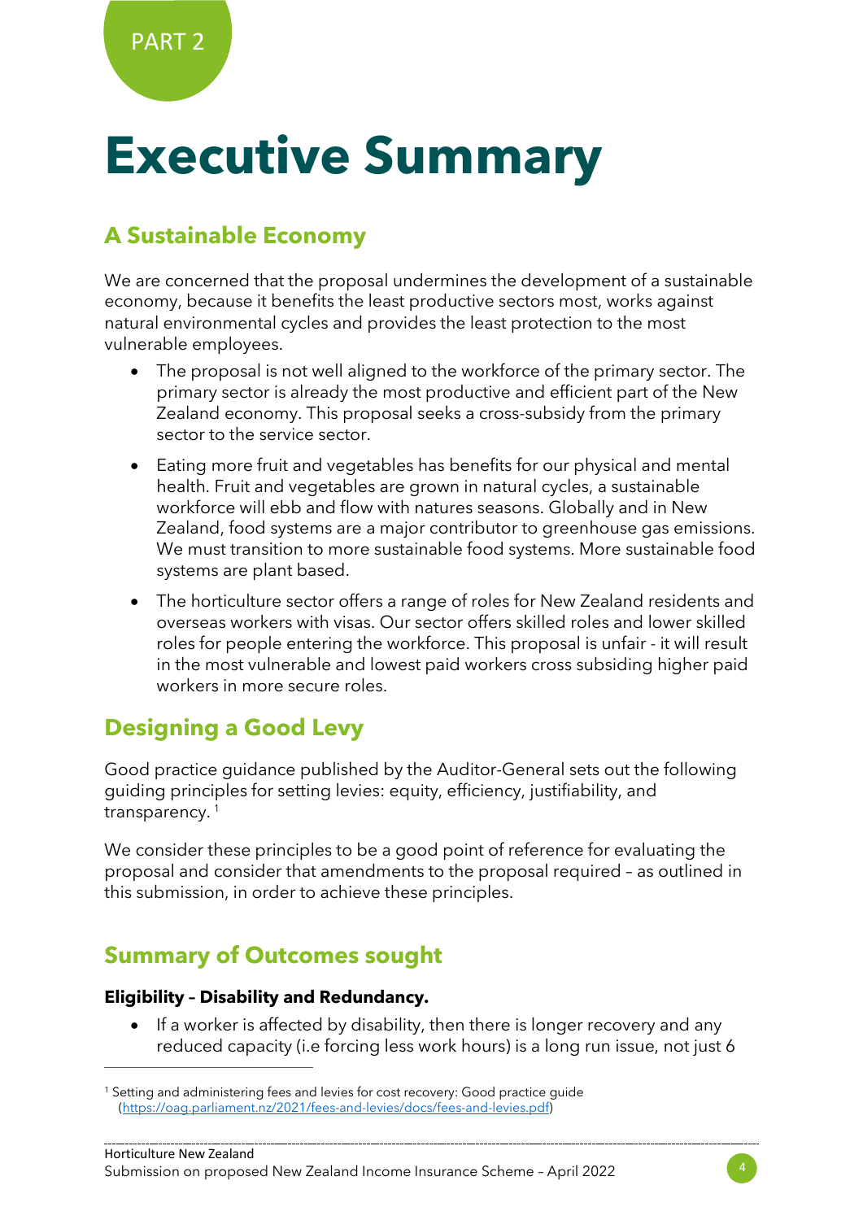PART 2

# Executive Summary

## A Sustainable Economy

We are concerned that the proposal undermines the development of a sustainable economy, because it benefits the least productive sectors most, works against natural environmental cycles and provides the least protection to the most vulnerable employees.

- The proposal is not well aligned to the workforce of the primary sector. The primary sector is already the most productive and efficient part of the New Zealand economy. This proposal seeks a cross-subsidy from the primary sector to the service sector.
- Eating more fruit and vegetables has benefits for our physical and mental health. Fruit and vegetables are grown in natural cycles, a sustainable workforce will ebb and flow with natures seasons. Globally and in New Zealand, food systems are a major contributor to greenhouse gas emissions. We must transition to more sustainable food systems. More sustainable food systems are plant based.
- The horticulture sector offers a range of roles for New Zealand residents and overseas workers with visas. Our sector offers skilled roles and lower skilled roles for people entering the workforce. This proposal is unfair - it will result in the most vulnerable and lowest paid workers cross subsiding higher paid workers in more secure roles.

## Designing a Good Levy

Good practice guidance published by the Auditor-General sets out the following guiding principles for setting levies: equity, efficiency, justifiability, and transparency. [1]

We consider these principles to be a good point of reference for evaluating the proposal and consider that amendments to the proposal required – as outlined in this submission, in order to achieve these principles.

## Summary of Outcomes sought

**Eligibility – Disability and Redundancy.**

- If a worker is affected by disability, then there is longer recovery and any reduced capacity (i.e forcing less work hours) is a long run issue, not just 6

[1] Setting and administering fees and levies for cost recovery: Good practice guide (https://oag.parliament.nz/2021/fees-and-levies/docs/fees-and-levies.pdf)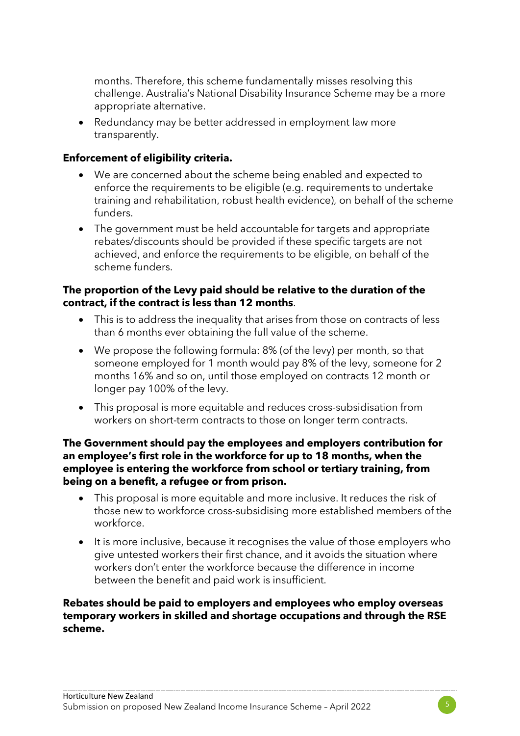months. Therefore, this scheme fundamentally misses resolving this challenge. Australia's National Disability Insurance Scheme may be a more appropriate alternative.

- Redundancy may be better addressed in employment law more transparently.

**Enforcement of eligibility criteria.**

- We are concerned about the scheme being enabled and expected to enforce the requirements to be eligible (e.g. requirements to undertake training and rehabilitation, robust health evidence), on behalf of the scheme funders.
- The government must be held accountable for targets and appropriate rebates/discounts should be provided if these specific targets are not achieved, and enforce the requirements to be eligible, on behalf of the scheme funders.

**The proportion of the Levy paid should be relative to the duration of the contract, if the contract is less than 12 months**.

- This is to address the inequality that arises from those on contracts of less than 6 months ever obtaining the full value of the scheme.
- We propose the following formula: 8% (of the levy) per month, so that someone employed for 1 month would pay 8% of the levy, someone for 2 months 16% and so on, until those employed on contracts 12 month or longer pay 100% of the levy.
- This proposal is more equitable and reduces cross-subsidisation from workers on short-term contracts to those on longer term contracts.

**The Government should pay the employees and employers contribution for an employee's first role in the workforce for up to 18 months, when the employee is entering the workforce from school or tertiary training, from being on a benefit, a refugee or from prison.**

- This proposal is more equitable and more inclusive. It reduces the risk of those new to workforce cross-subsidising more established members of the workforce.
- It is more inclusive, because it recognises the value of those employers who give untested workers their first chance, and it avoids the situation where workers don't enter the workforce because the difference in income between the benefit and paid work is insufficient.

**Rebates should be paid to employers and employees who employ overseas temporary workers in skilled and shortage occupations and through the RSE scheme.**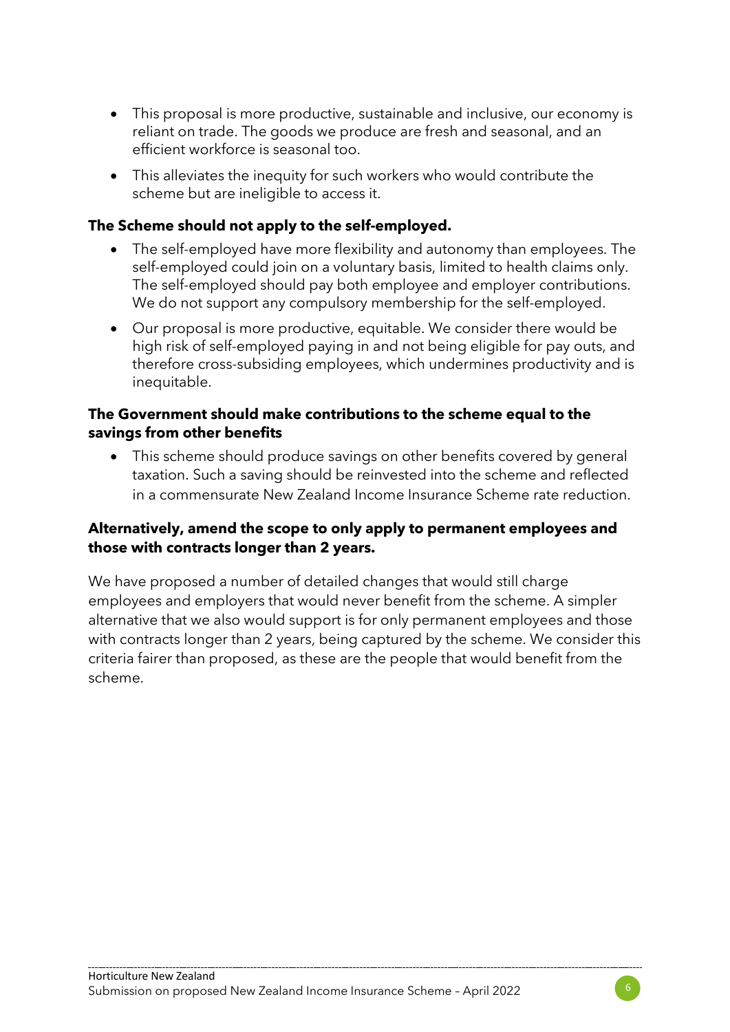- This proposal is more productive, sustainable and inclusive, our economy is reliant on trade. The goods we produce are fresh and seasonal, and an efficient workforce is seasonal too.
- This alleviates the inequity for such workers who would contribute the scheme but are ineligible to access it.

**The Scheme should not apply to the self-employed.**

- The self-employed have more flexibility and autonomy than employees. The self-employed could join on a voluntary basis, limited to health claims only. The self-employed should pay both employee and employer contributions. We do not support any compulsory membership for the self-employed.
- Our proposal is more productive, equitable. We consider there would be high risk of self-employed paying in and not being eligible for pay outs, and therefore cross-subsiding employees, which undermines productivity and is inequitable.

**The Government should make contributions to the scheme equal to the savings from other benefits**

- This scheme should produce savings on other benefits covered by general taxation. Such a saving should be reinvested into the scheme and reflected in a commensurate New Zealand Income Insurance Scheme rate reduction.

**Alternatively, amend the scope to only apply to permanent employees and those with contracts longer than 2 years.**

We have proposed a number of detailed changes that would still charge employees and employers that would never benefit from the scheme. A simpler alternative that we also would support is for only permanent employees and those with contracts longer than 2 years, being captured by the scheme. We consider this criteria fairer than proposed, as these are the people that would benefit from the scheme.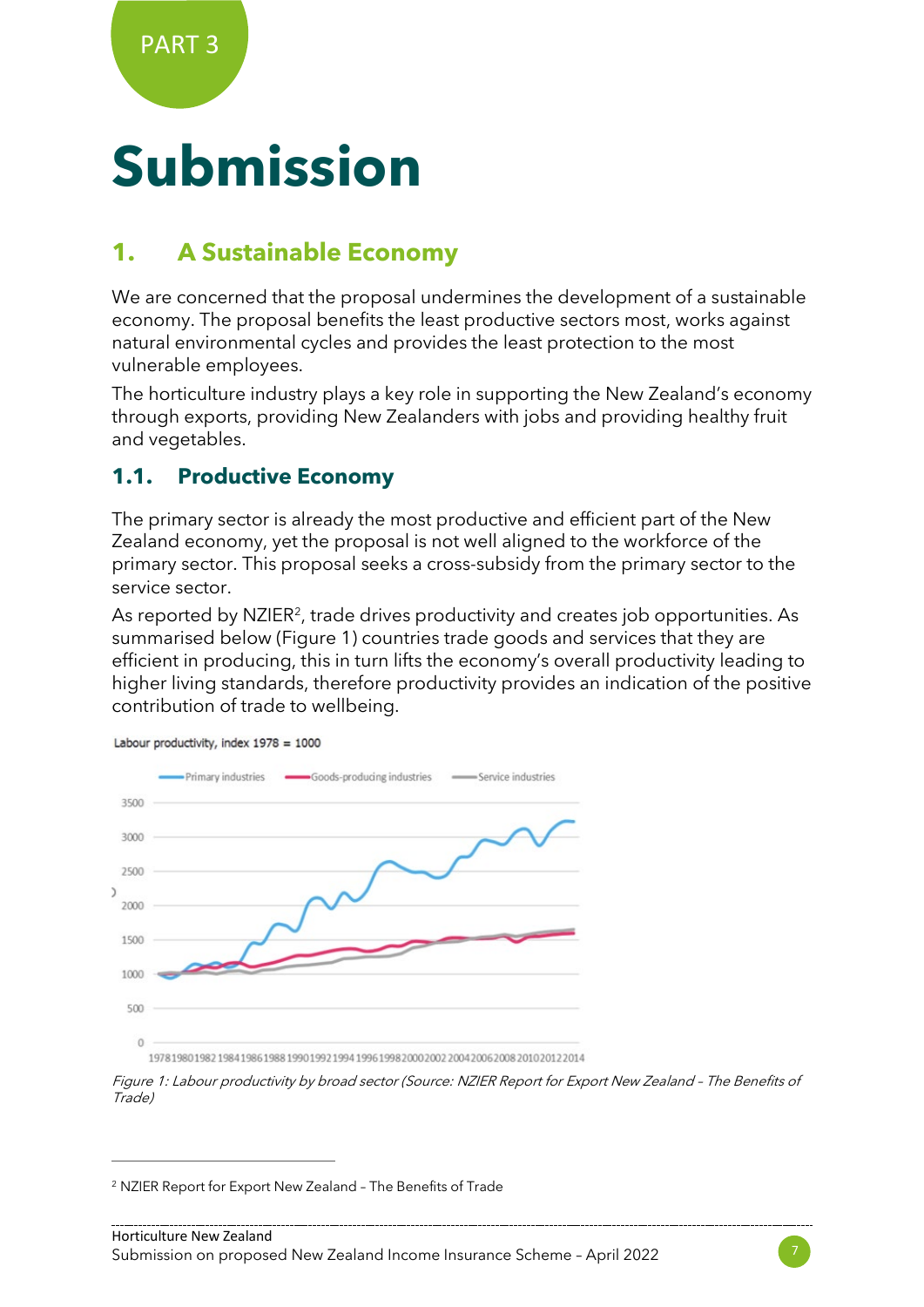PART 3

# Submission

## 1. A Sustainable Economy

We are concerned that the proposal undermines the development of a sustainable economy. The proposal benefits the least productive sectors most, works against natural environmental cycles and provides the least protection to the most vulnerable employees.

The horticulture industry plays a key role in supporting the New Zealand's economy through exports, providing New Zealanders with jobs and providing healthy fruit and vegetables.

### 1.1. Productive Economy

The primary sector is already the most productive and efficient part of the New Zealand economy, yet the proposal is not well aligned to the workforce of the primary sector. This proposal seeks a cross-subsidy from the primary sector to the service sector.

As reported by NZIER[2], trade drives productivity and creates job opportunities. As summarised below (Figure 1) countries trade goods and services that they are efficient in producing, this in turn lifts the economy's overall productivity leading to higher living standards, therefore productivity provides an indication of the positive contribution of trade to wellbeing.

Labour productivity, index 1978 = 1000

*Figure 1: Labour productivity by broad sector (Source: NZIER Report for Export New Zealand – The Benefits of Trade)*

[2] NZIER Report for Export New Zealand – The Benefits of Trade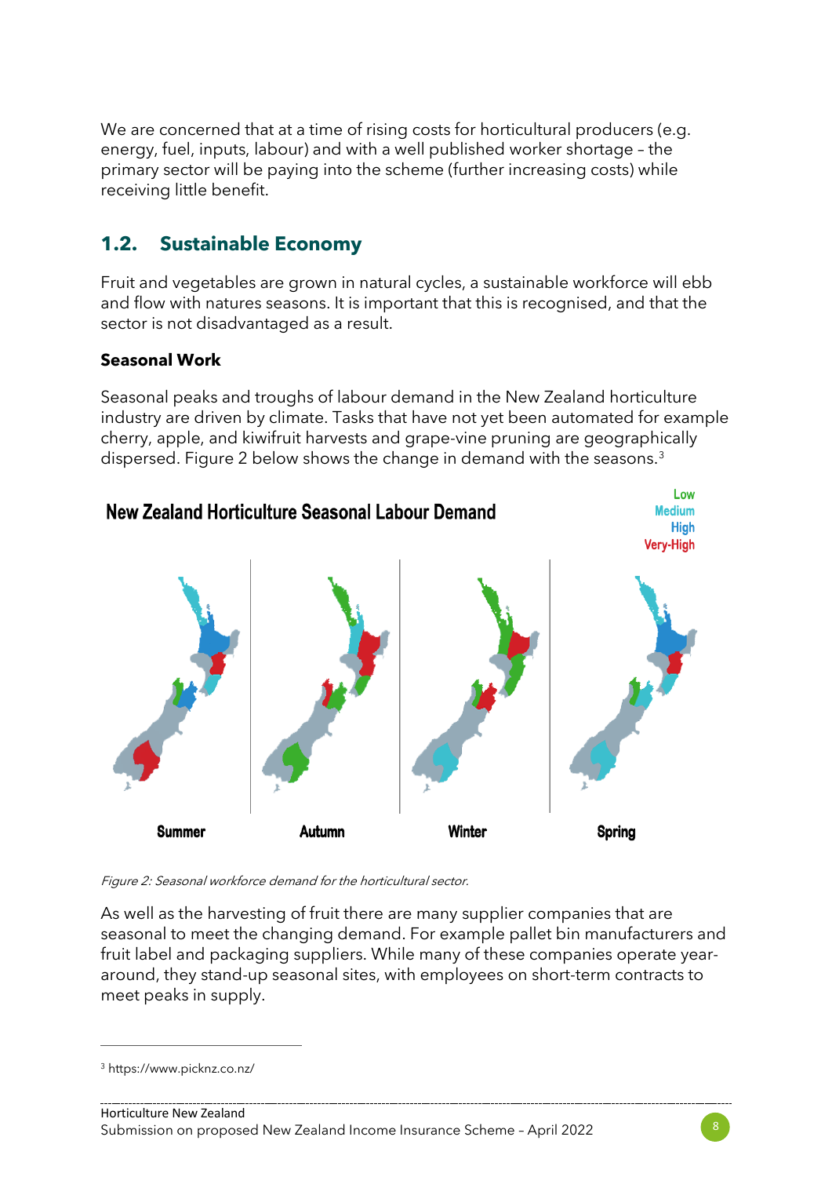We are concerned that at a time of rising costs for horticultural producers (e.g. energy, fuel, inputs, labour) and with a well published worker shortage – the primary sector will be paying into the scheme (further increasing costs) while receiving little benefit.

## 1.2. Sustainable Economy

Fruit and vegetables are grown in natural cycles, a sustainable workforce will ebb and flow with natures seasons. It is important that this is recognised, and that the sector is not disadvantaged as a result.

### Seasonal Work

Seasonal peaks and troughs of labour demand in the New Zealand horticulture industry are driven by climate. Tasks that have not yet been automated for example cherry, apple, and kiwifruit harvests and grape-vine pruning are geographically dispersed. Figure 2 below shows the change in demand with the seasons.[3]

*Figure 2: Seasonal workforce demand for the horticultural sector.*

As well as the harvesting of fruit there are many supplier companies that are seasonal to meet the changing demand. For example pallet bin manufacturers and fruit label and packaging suppliers. While many of these companies operate year-around, they stand-up seasonal sites, with employees on short-term contracts to meet peaks in supply.

[3] https://www.picknz.co.nz/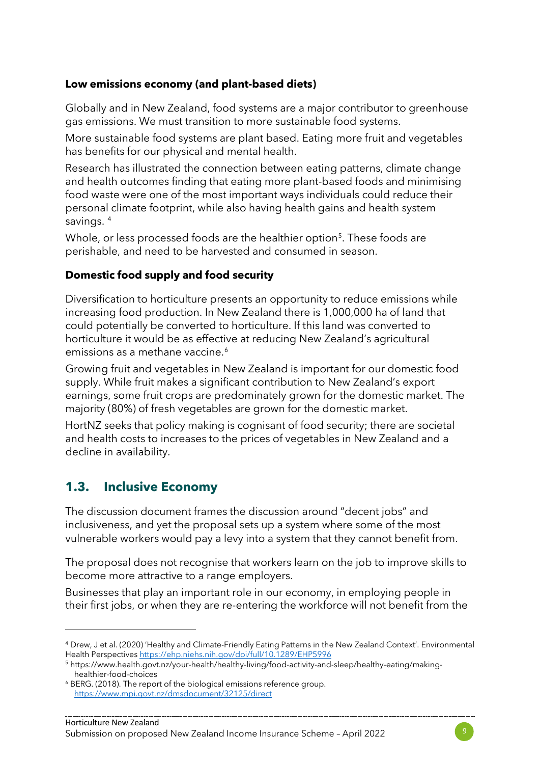**Low emissions economy (and plant-based diets)**

Globally and in New Zealand, food systems are a major contributor to greenhouse gas emissions. We must transition to more sustainable food systems.

More sustainable food systems are plant based. Eating more fruit and vegetables has benefits for our physical and mental health.

Research has illustrated the connection between eating patterns, climate change and health outcomes finding that eating more plant-based foods and minimising food waste were one of the most important ways individuals could reduce their personal climate footprint, while also having health gains and health system savings. [4]

Whole, or less processed foods are the healthier option[5]. These foods are perishable, and need to be harvested and consumed in season.

**Domestic food supply and food security**

Diversification to horticulture presents an opportunity to reduce emissions while increasing food production. In New Zealand there is 1,000,000 ha of land that could potentially be converted to horticulture. If this land was converted to horticulture it would be as effective at reducing New Zealand's agricultural emissions as a methane vaccine.[6]

Growing fruit and vegetables in New Zealand is important for our domestic food supply. While fruit makes a significant contribution to New Zealand's export earnings, some fruit crops are predominately grown for the domestic market. The majority (80%) of fresh vegetables are grown for the domestic market.

HortNZ seeks that policy making is cognisant of food security; there are societal and health costs to increases to the prices of vegetables in New Zealand and a decline in availability.

## 1.3. Inclusive Economy

The discussion document frames the discussion around "decent jobs" and inclusiveness, and yet the proposal sets up a system where some of the most vulnerable workers would pay a levy into a system that they cannot benefit from.

The proposal does not recognise that workers learn on the job to improve skills to become more attractive to a range employers.

Businesses that play an important role in our economy, in employing people in their first jobs, or when they are re-entering the workforce will not benefit from the

---

[4] Drew, J et al. (2020) 'Healthy and Climate-Friendly Eating Patterns in the New Zealand Context'. Environmental Health Perspectives https://ehp.niehs.nih.gov/doi/full/10.1289/EHP5996

[5] https://www.health.govt.nz/your-health/healthy-living/food-activity-and-sleep/healthy-eating/making-healthier-food-choices

[6] BERG. (2018). The report of the biological emissions reference group. https://www.mpi.govt.nz/dmsdocument/32125/direct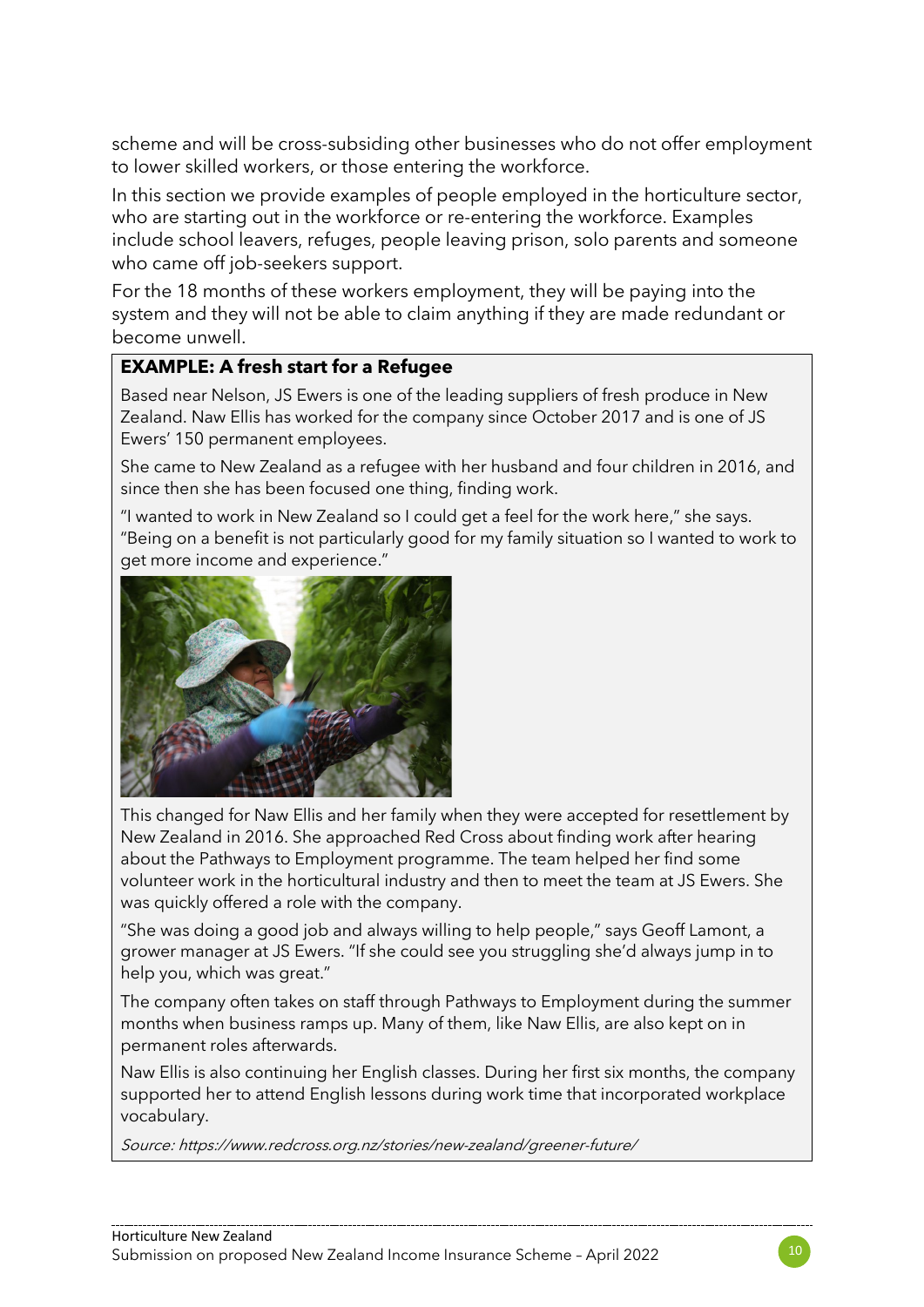scheme and will be cross-subsiding other businesses who do not offer employment to lower skilled workers, or those entering the workforce.

In this section we provide examples of people employed in the horticulture sector, who are starting out in the workforce or re-entering the workforce. Examples include school leavers, refuges, people leaving prison, solo parents and someone who came off job-seekers support.

For the 18 months of these workers employment, they will be paying into the system and they will not be able to claim anything if they are made redundant or become unwell.

**EXAMPLE: A fresh start for a Refugee**

Based near Nelson, JS Ewers is one of the leading suppliers of fresh produce in New Zealand. Naw Ellis has worked for the company since October 2017 and is one of JS Ewers' 150 permanent employees.

She came to New Zealand as a refugee with her husband and four children in 2016, and since then she has been focused one thing, finding work.

"I wanted to work in New Zealand so I could get a feel for the work here," she says. "Being on a benefit is not particularly good for my family situation so I wanted to work to get more income and experience."

This changed for Naw Ellis and her family when they were accepted for resettlement by New Zealand in 2016. She approached Red Cross about finding work after hearing about the Pathways to Employment programme. The team helped her find some volunteer work in the horticultural industry and then to meet the team at JS Ewers. She was quickly offered a role with the company.

"She was doing a good job and always willing to help people," says Geoff Lamont, a grower manager at JS Ewers. "If she could see you struggling she'd always jump in to help you, which was great."

The company often takes on staff through Pathways to Employment during the summer months when business ramps up. Many of them, like Naw Ellis, are also kept on in permanent roles afterwards.

Naw Ellis is also continuing her English classes. During her first six months, the company supported her to attend English lessons during work time that incorporated workplace vocabulary.

*Source: https://www.redcross.org.nz/stories/new-zealand/greener-future/*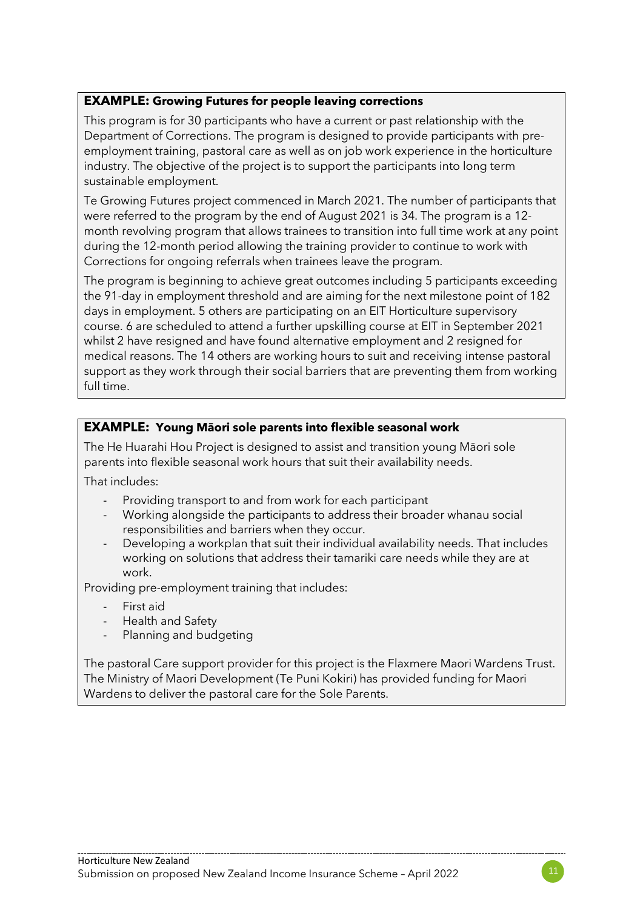**EXAMPLE: Growing Futures for people leaving corrections**

This program is for 30 participants who have a current or past relationship with the Department of Corrections. The program is designed to provide participants with pre-employment training, pastoral care as well as on job work experience in the horticulture industry. The objective of the project is to support the participants into long term sustainable employment.

Te Growing Futures project commenced in March 2021. The number of participants that were referred to the program by the end of August 2021 is 34. The program is a 12-month revolving program that allows trainees to transition into full time work at any point during the 12-month period allowing the training provider to continue to work with Corrections for ongoing referrals when trainees leave the program.

The program is beginning to achieve great outcomes including 5 participants exceeding the 91-day in employment threshold and are aiming for the next milestone point of 182 days in employment. 5 others are participating on an EIT Horticulture supervisory course. 6 are scheduled to attend a further upskilling course at EIT in September 2021 whilst 2 have resigned and have found alternative employment and 2 resigned for medical reasons. The 14 others are working hours to suit and receiving intense pastoral support as they work through their social barriers that are preventing them from working full time.

**EXAMPLE: Young Māori sole parents into flexible seasonal work**

The He Huarahi Hou Project is designed to assist and transition young Māori sole parents into flexible seasonal work hours that suit their availability needs.

That includes:

- Providing transport to and from work for each participant
- Working alongside the participants to address their broader whanau social responsibilities and barriers when they occur.
- Developing a workplan that suit their individual availability needs. That includes working on solutions that address their tamariki care needs while they are at work.

Providing pre-employment training that includes:

- First aid
- Health and Safety
- Planning and budgeting

The pastoral Care support provider for this project is the Flaxmere Maori Wardens Trust. The Ministry of Maori Development (Te Puni Kokiri) has provided funding for Maori Wardens to deliver the pastoral care for the Sole Parents.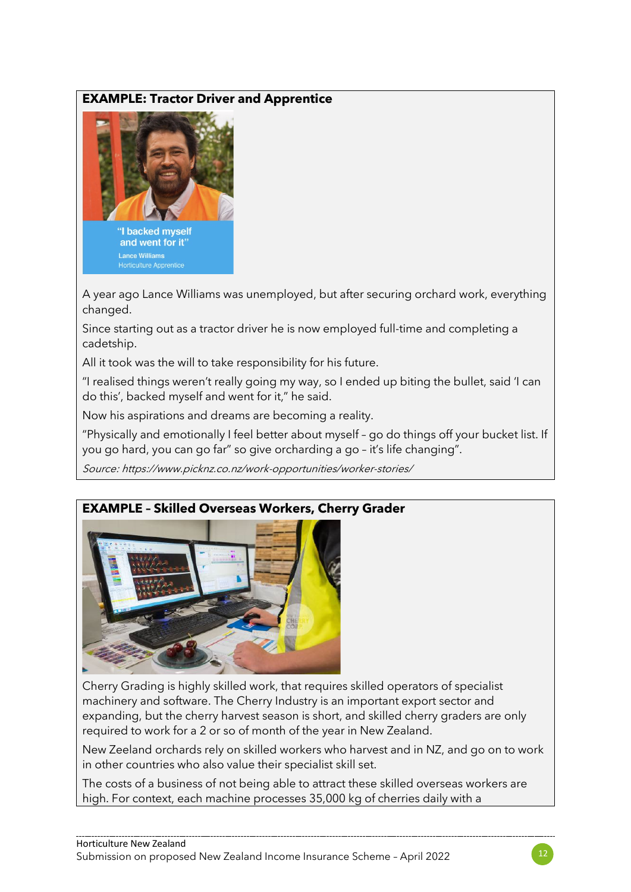**EXAMPLE: Tractor Driver and Apprentice**

"I backed myself and went for it"
Lance Williams
Horticulture Apprentice

A year ago Lance Williams was unemployed, but after securing orchard work, everything changed.

Since starting out as a tractor driver he is now employed full-time and completing a cadetship.

All it took was the will to take responsibility for his future.

"I realised things weren't really going my way, so I ended up biting the bullet, said 'I can do this', backed myself and went for it," he said.

Now his aspirations and dreams are becoming a reality.

"Physically and emotionally I feel better about myself – go do things off your bucket list. If you go hard, you can go far" so give orcharding a go – it's life changing".

*Source: https://www.picknz.co.nz/work-opportunities/worker-stories/*

**EXAMPLE – Skilled Overseas Workers, Cherry Grader**

Cherry Grading is highly skilled work, that requires skilled operators of specialist machinery and software. The Cherry Industry is an important export sector and expanding, but the cherry harvest season is short, and skilled cherry graders are only required to work for a 2 or so of month of the year in New Zealand.

New Zeeland orchards rely on skilled workers who harvest and in NZ, and go on to work in other countries who also value their specialist skill set.

The costs of a business of not being able to attract these skilled overseas workers are high. For context, each machine processes 35,000 kg of cherries daily with a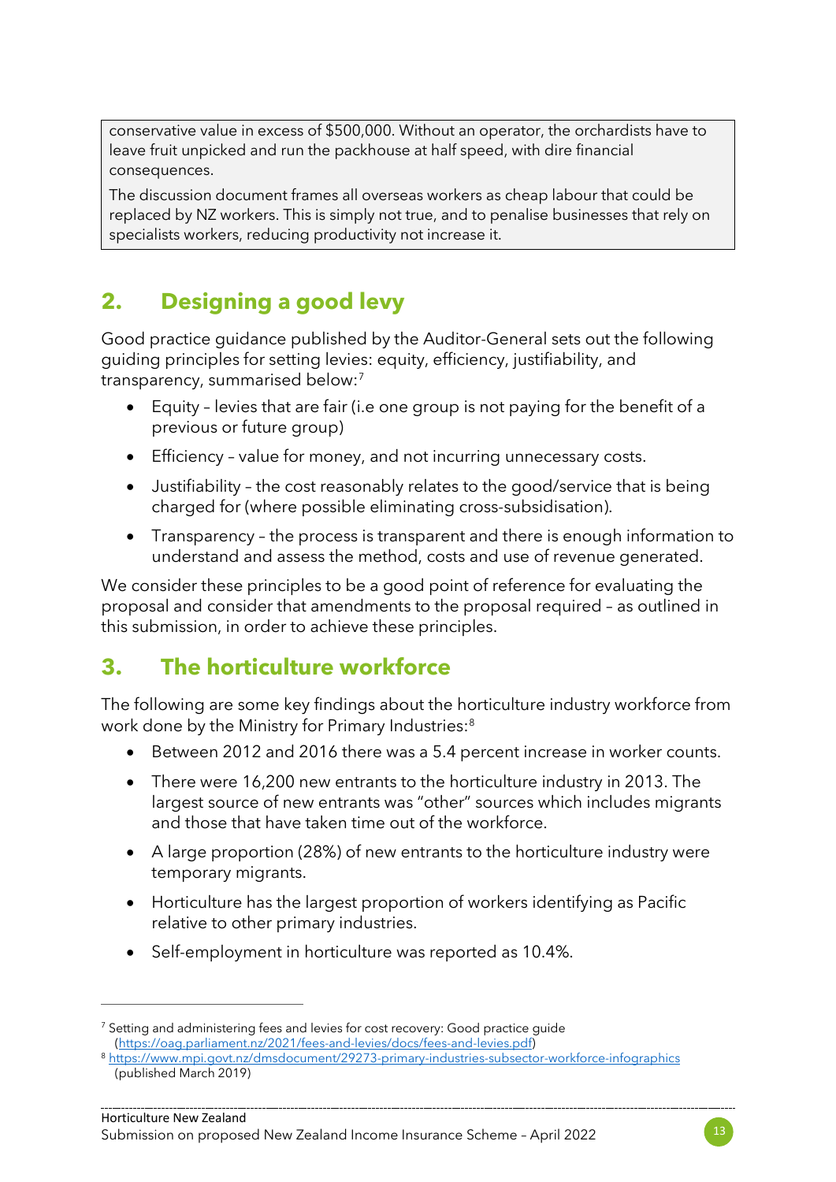conservative value in excess of $500,000. Without an operator, the orchardists have to leave fruit unpicked and run the packhouse at half speed, with dire financial consequences.

The discussion document frames all overseas workers as cheap labour that could be replaced by NZ workers. This is simply not true, and to penalise businesses that rely on specialists workers, reducing productivity not increase it.

## 2. Designing a good levy

Good practice guidance published by the Auditor-General sets out the following guiding principles for setting levies: equity, efficiency, justifiability, and transparency, summarised below:[7]

- Equity – levies that are fair (i.e one group is not paying for the benefit of a previous or future group)
- Efficiency – value for money, and not incurring unnecessary costs.
- Justifiability – the cost reasonably relates to the good/service that is being charged for (where possible eliminating cross-subsidisation).
- Transparency – the process is transparent and there is enough information to understand and assess the method, costs and use of revenue generated.

We consider these principles to be a good point of reference for evaluating the proposal and consider that amendments to the proposal required – as outlined in this submission, in order to achieve these principles.

## 3. The horticulture workforce

The following are some key findings about the horticulture industry workforce from work done by the Ministry for Primary Industries:[8]

- Between 2012 and 2016 there was a 5.4 percent increase in worker counts.
- There were 16,200 new entrants to the horticulture industry in 2013. The largest source of new entrants was "other" sources which includes migrants and those that have taken time out of the workforce.
- A large proportion (28%) of new entrants to the horticulture industry were temporary migrants.
- Horticulture has the largest proportion of workers identifying as Pacific relative to other primary industries.
- Self-employment in horticulture was reported as 10.4%.

---

[7] Setting and administering fees and levies for cost recovery: Good practice guide (https://oag.parliament.nz/2021/fees-and-levies/docs/fees-and-levies.pdf)

[8] https://www.mpi.govt.nz/dmsdocument/29273-primary-industries-subsector-workforce-infographics (published March 2019)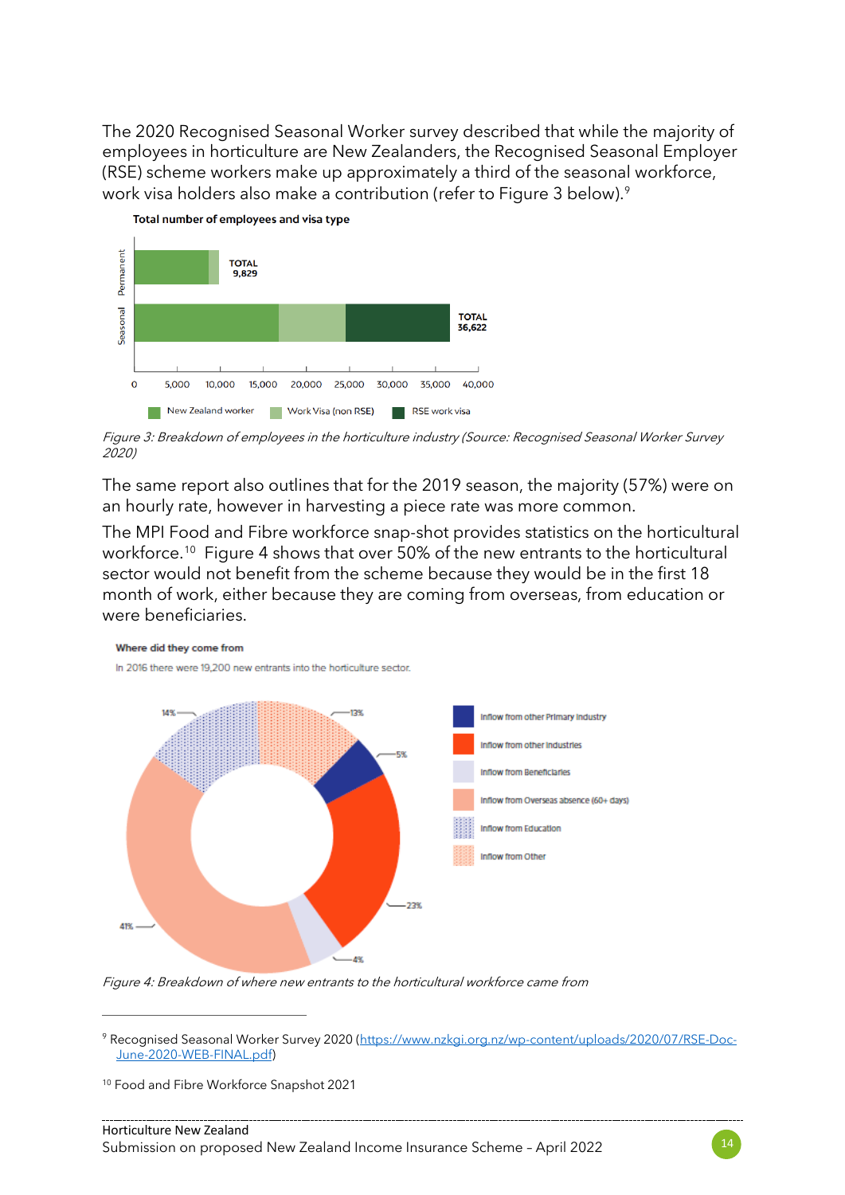The 2020 Recognised Seasonal Worker survey described that while the majority of employees in horticulture are New Zealanders, the Recognised Seasonal Employer (RSE) scheme workers make up approximately a third of the seasonal workforce, work visa holders also make a contribution (refer to Figure 3 below).[9]

**Total number of employees and visa type**

Permanent: TOTAL 9,829

Seasonal: TOTAL 36,622

0 | 5,000 | 10,000 | 15,000 | 20,000 | 25,000 | 30,000 | 35,000 | 40,000

New Zealand worker | Work Visa (non RSE) | RSE work visa

*Figure 3: Breakdown of employees in the horticulture industry (Source: Recognised Seasonal Worker Survey 2020)*

The same report also outlines that for the 2019 season, the majority (57%) were on an hourly rate, however in harvesting a piece rate was more common.

The MPI Food and Fibre workforce snap-shot provides statistics on the horticultural workforce.[10] Figure 4 shows that over 50% of the new entrants to the horticultural sector would not benefit from the scheme because they would be in the first 18 month of work, either because they are coming from overseas, from education or were beneficiaries.

**Where did they come from**

In 2016 there were 19,200 new entrants into the horticulture sector.

- Inflow from other Primary Industry: 5%
- Inflow from other Industries: 23%
- Inflow from Beneficiaries: 4%
- Inflow from Overseas absence (60+ days): 41%
- Inflow from Education: 14%
- Inflow from Other: 13%

*Figure 4: Breakdown of where new entrants to the horticultural workforce came from*

---

[9] Recognised Seasonal Worker Survey 2020 (https://www.nzkgi.org.nz/wp-content/uploads/2020/07/RSE-Doc-June-2020-WEB-FINAL.pdf)

[10] Food and Fibre Workforce Snapshot 2021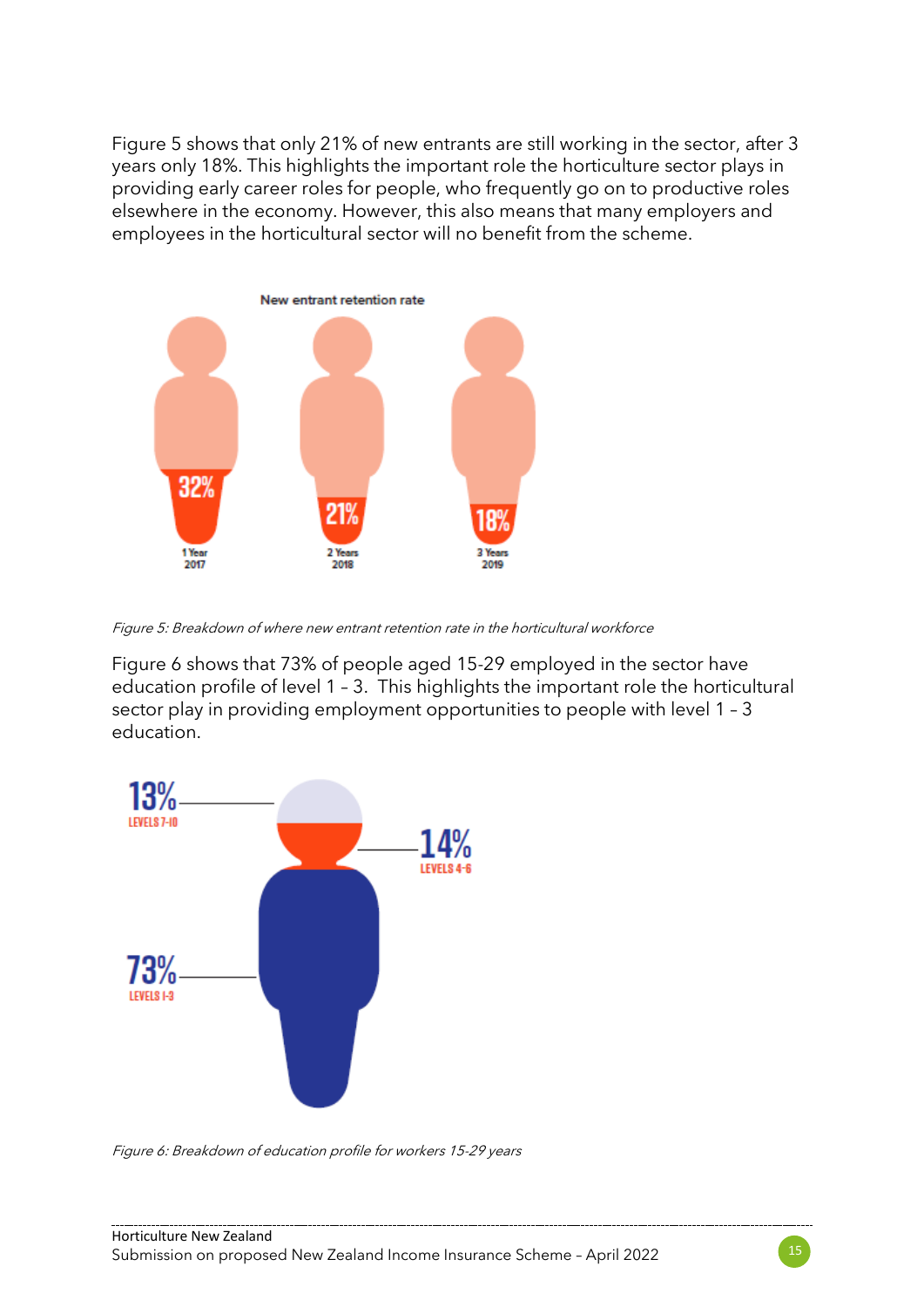Figure 5 shows that only 21% of new entrants are still working in the sector, after 3 years only 18%. This highlights the important role the horticulture sector plays in providing early career roles for people, who frequently go on to productive roles elsewhere in the economy. However, this also means that many employers and employees in the horticultural sector will no benefit from the scheme.

New entrant retention rate

| 1 Year 2017 | 2 Years 2018 | 3 Years 2019 |
|---|---|---|
| 32% | 21% | 18% |

*Figure 5: Breakdown of where new entrant retention rate in the horticultural workforce*

Figure 6 shows that 73% of people aged 15-29 employed in the sector have education profile of level 1 – 3. This highlights the important role the horticultural sector play in providing employment opportunities to people with level 1 – 3 education.

| Education level | Share |
|---|---|
| Levels 7-10 | 13% |
| Levels 4-6 | 14% |
| Levels 1-3 | 73% |

*Figure 6: Breakdown of education profile for workers 15-29 years*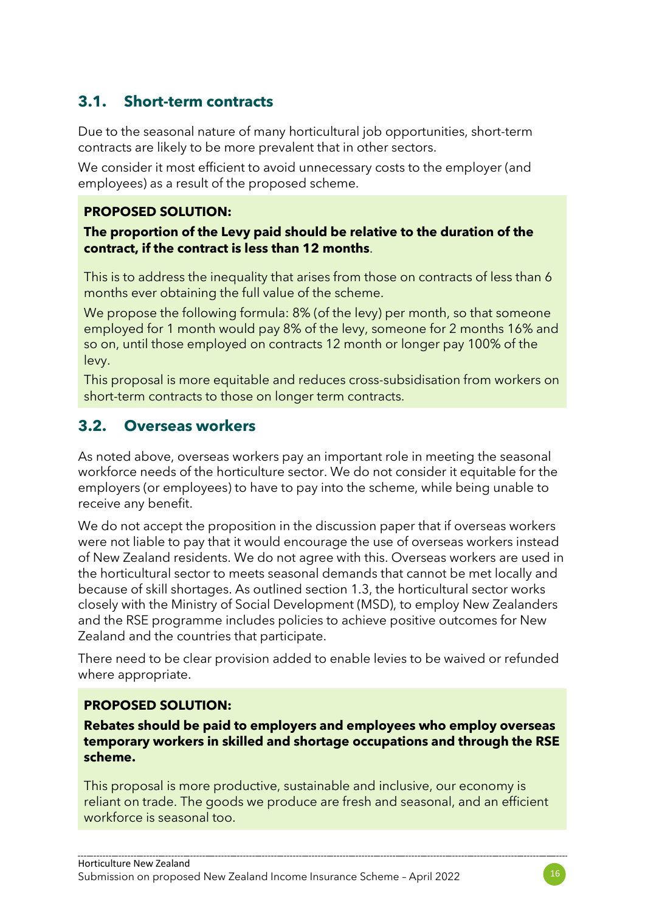## 3.1. Short-term contracts

Due to the seasonal nature of many horticultural job opportunities, short-term contracts are likely to be more prevalent that in other sectors.

We consider it most efficient to avoid unnecessary costs to the employer (and employees) as a result of the proposed scheme.

**PROPOSED SOLUTION:**

**The proportion of the Levy paid should be relative to the duration of the contract, if the contract is less than 12 months**.

This is to address the inequality that arises from those on contracts of less than 6 months ever obtaining the full value of the scheme.

We propose the following formula: 8% (of the levy) per month, so that someone employed for 1 month would pay 8% of the levy, someone for 2 months 16% and so on, until those employed on contracts 12 month or longer pay 100% of the levy.

This proposal is more equitable and reduces cross-subsidisation from workers on short-term contracts to those on longer term contracts.

## 3.2. Overseas workers

As noted above, overseas workers pay an important role in meeting the seasonal workforce needs of the horticulture sector. We do not consider it equitable for the employers (or employees) to have to pay into the scheme, while being unable to receive any benefit.

We do not accept the proposition in the discussion paper that if overseas workers were not liable to pay that it would encourage the use of overseas workers instead of New Zealand residents. We do not agree with this. Overseas workers are used in the horticultural sector to meets seasonal demands that cannot be met locally and because of skill shortages. As outlined section 1.3, the horticultural sector works closely with the Ministry of Social Development (MSD), to employ New Zealanders and the RSE programme includes policies to achieve positive outcomes for New Zealand and the countries that participate.

There need to be clear provision added to enable levies to be waived or refunded where appropriate.

**PROPOSED SOLUTION:**

**Rebates should be paid to employers and employees who employ overseas temporary workers in skilled and shortage occupations and through the RSE scheme.**

This proposal is more productive, sustainable and inclusive, our economy is reliant on trade. The goods we produce are fresh and seasonal, and an efficient workforce is seasonal too.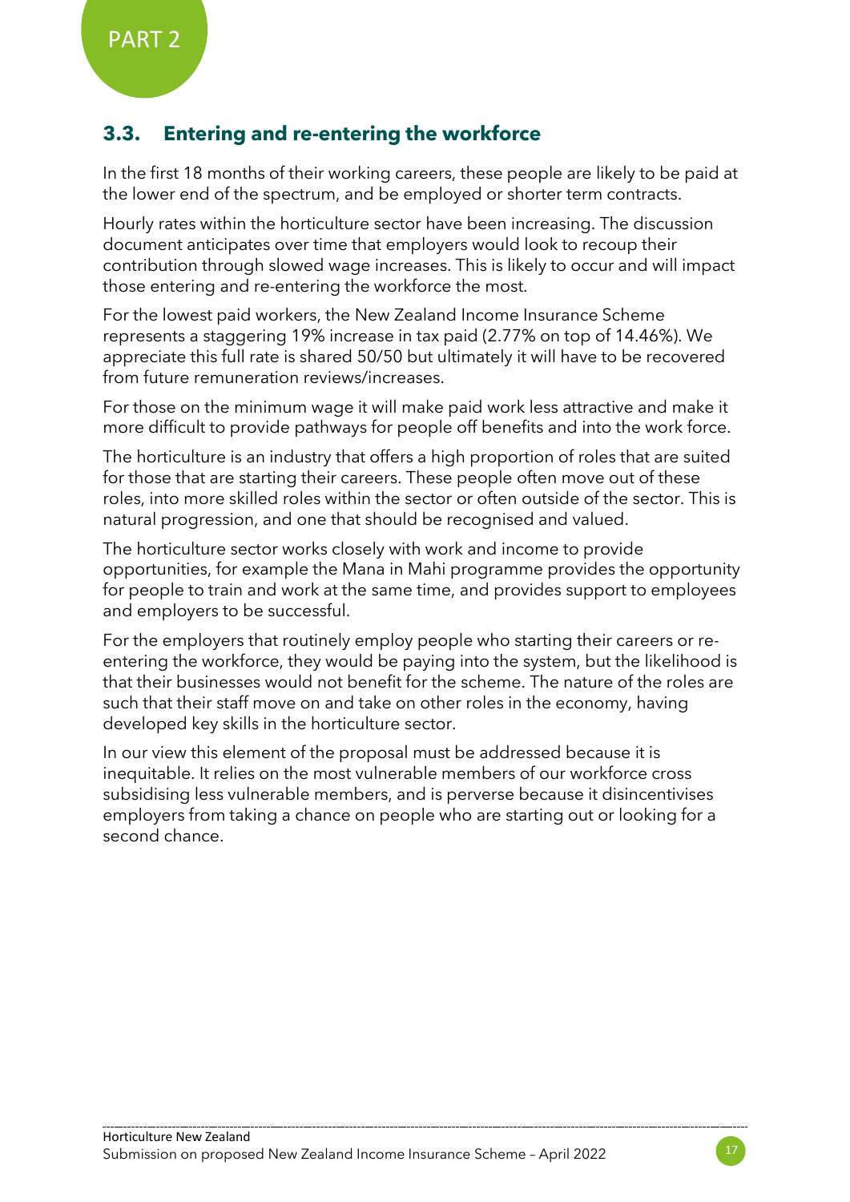## 3.3. Entering and re-entering the workforce

In the first 18 months of their working careers, these people are likely to be paid at the lower end of the spectrum, and be employed or shorter term contracts.

Hourly rates within the horticulture sector have been increasing. The discussion document anticipates over time that employers would look to recoup their contribution through slowed wage increases. This is likely to occur and will impact those entering and re-entering the workforce the most.

For the lowest paid workers, the New Zealand Income Insurance Scheme represents a staggering 19% increase in tax paid (2.77% on top of 14.46%). We appreciate this full rate is shared 50/50 but ultimately it will have to be recovered from future remuneration reviews/increases.

For those on the minimum wage it will make paid work less attractive and make it more difficult to provide pathways for people off benefits and into the work force.

The horticulture is an industry that offers a high proportion of roles that are suited for those that are starting their careers. These people often move out of these roles, into more skilled roles within the sector or often outside of the sector. This is natural progression, and one that should be recognised and valued.

The horticulture sector works closely with work and income to provide opportunities, for example the Mana in Mahi programme provides the opportunity for people to train and work at the same time, and provides support to employees and employers to be successful.

For the employers that routinely employ people who starting their careers or re-entering the workforce, they would be paying into the system, but the likelihood is that their businesses would not benefit for the scheme. The nature of the roles are such that their staff move on and take on other roles in the economy, having developed key skills in the horticulture sector.

In our view this element of the proposal must be addressed because it is inequitable. It relies on the most vulnerable members of our workforce cross subsidising less vulnerable members, and is perverse because it disincentivises employers from taking a chance on people who are starting out or looking for a second chance.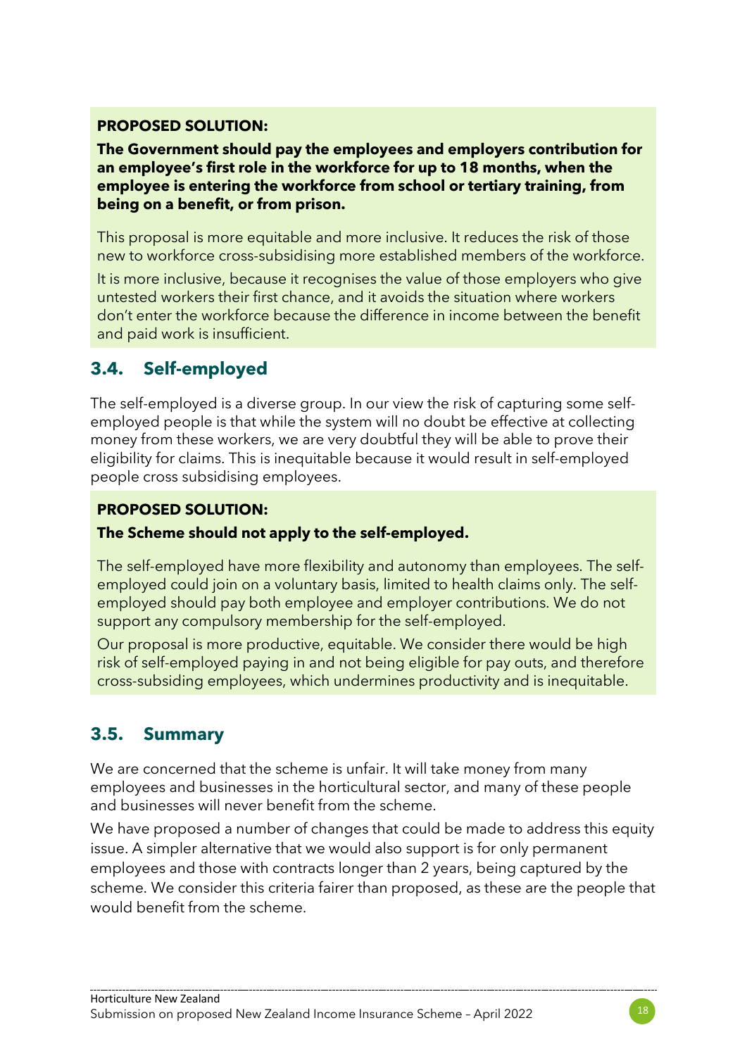**PROPOSED SOLUTION:**

**The Government should pay the employees and employers contribution for an employee's first role in the workforce for up to 18 months, when the employee is entering the workforce from school or tertiary training, from being on a benefit, or from prison.**

This proposal is more equitable and more inclusive. It reduces the risk of those new to workforce cross-subsidising more established members of the workforce.

It is more inclusive, because it recognises the value of those employers who give untested workers their first chance, and it avoids the situation where workers don't enter the workforce because the difference in income between the benefit and paid work is insufficient.

## 3.4. Self-employed

The self-employed is a diverse group. In our view the risk of capturing some self-employed people is that while the system will no doubt be effective at collecting money from these workers, we are very doubtful they will be able to prove their eligibility for claims. This is inequitable because it would result in self-employed people cross subsidising employees.

**PROPOSED SOLUTION:**

**The Scheme should not apply to the self-employed.**

The self-employed have more flexibility and autonomy than employees. The self-employed could join on a voluntary basis, limited to health claims only. The self-employed should pay both employee and employer contributions. We do not support any compulsory membership for the self-employed.

Our proposal is more productive, equitable. We consider there would be high risk of self-employed paying in and not being eligible for pay outs, and therefore cross-subsiding employees, which undermines productivity and is inequitable.

## 3.5. Summary

We are concerned that the scheme is unfair. It will take money from many employees and businesses in the horticultural sector, and many of these people and businesses will never benefit from the scheme.

We have proposed a number of changes that could be made to address this equity issue. A simpler alternative that we would also support is for only permanent employees and those with contracts longer than 2 years, being captured by the scheme. We consider this criteria fairer than proposed, as these are the people that would benefit from the scheme.